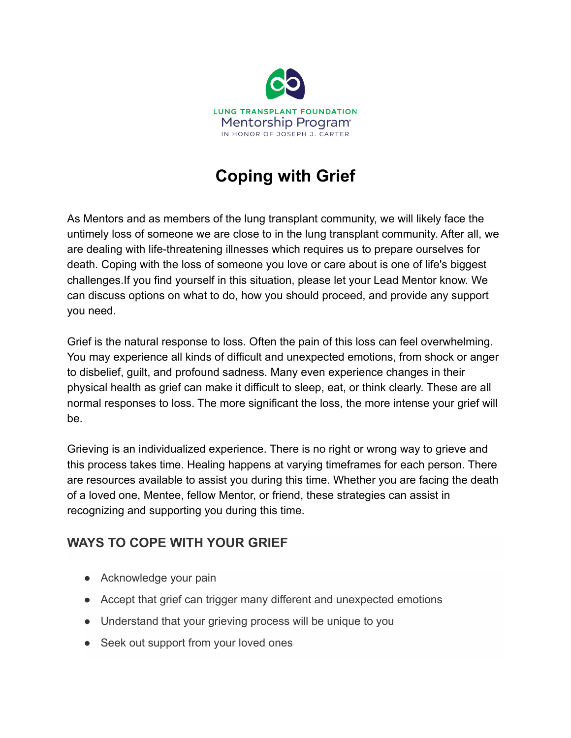LUNG TRANSPLANT FOUNDATION
Mentorship Program®
IN HONOR OF JOSEPH J. CARTER

# Coping with Grief

As Mentors and as members of the lung transplant community, we will likely face the untimely loss of someone we are close to in the lung transplant community. After all, we are dealing with life-threatening illnesses which requires us to prepare ourselves for death. Coping with the loss of someone you love or care about is one of life's biggest challenges.If you find yourself in this situation, please let your Lead Mentor know. We can discuss options on what to do, how you should proceed, and provide any support you need.

Grief is the natural response to loss. Often the pain of this loss can feel overwhelming. You may experience all kinds of difficult and unexpected emotions, from shock or anger to disbelief, guilt, and profound sadness. Many even experience changes in their physical health as grief can make it difficult to sleep, eat, or think clearly. These are all normal responses to loss. The more significant the loss, the more intense your grief will be.

Grieving is an individualized experience. There is no right or wrong way to grieve and this process takes time. Healing happens at varying timeframes for each person. There are resources available to assist you during this time. Whether you are facing the death of a loved one, Mentee, fellow Mentor, or friend, these strategies can assist in recognizing and supporting you during this time.

## WAYS TO COPE WITH YOUR GRIEF

- Acknowledge your pain
- Accept that grief can trigger many different and unexpected emotions
- Understand that your grieving process will be unique to you
- Seek out support from your loved ones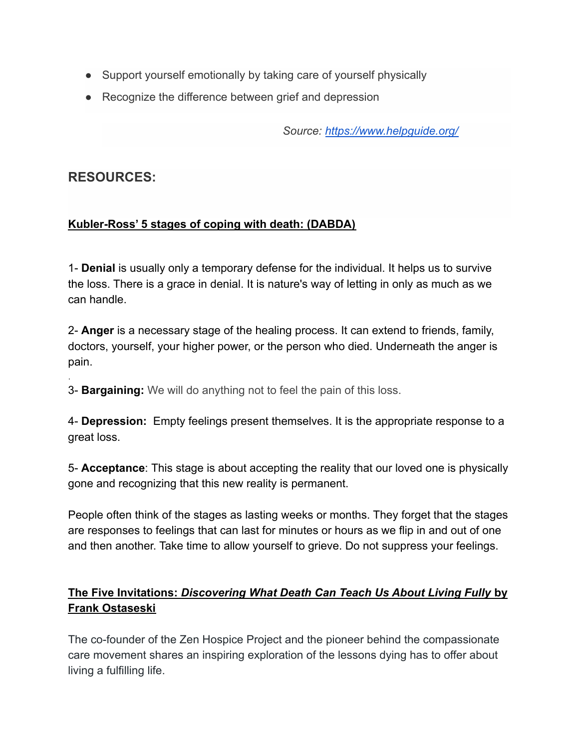- Support yourself emotionally by taking care of yourself physically
- Recognize the difference between grief and depression

*Source: [https://www.helpguide.org/](https://www.helpguide.org/)*

## RESOURCES:

**Kubler-Ross' 5 stages of coping with death: (DABDA)**

1- **Denial** is usually only a temporary defense for the individual. It helps us to survive the loss. There is a grace in denial. It is nature's way of letting in only as much as we can handle.

2- **Anger** is a necessary stage of the healing process. It can extend to friends, family, doctors, yourself, your higher power, or the person who died. Underneath the anger is pain.

3- **Bargaining:** We will do anything not to feel the pain of this loss.

4- **Depression:** Empty feelings present themselves. It is the appropriate response to a great loss.

5- **Acceptance**: This stage is about accepting the reality that our loved one is physically gone and recognizing that this new reality is permanent.

People often think of the stages as lasting weeks or months. They forget that the stages are responses to feelings that can last for minutes or hours as we flip in and out of one and then another. Take time to allow yourself to grieve. Do not suppress your feelings.

**The Five Invitations: *Discovering What Death Can Teach Us About Living Fully* by Frank Ostaseski**

The co-founder of the Zen Hospice Project and the pioneer behind the compassionate care movement shares an inspiring exploration of the lessons dying has to offer about living a fulfilling life.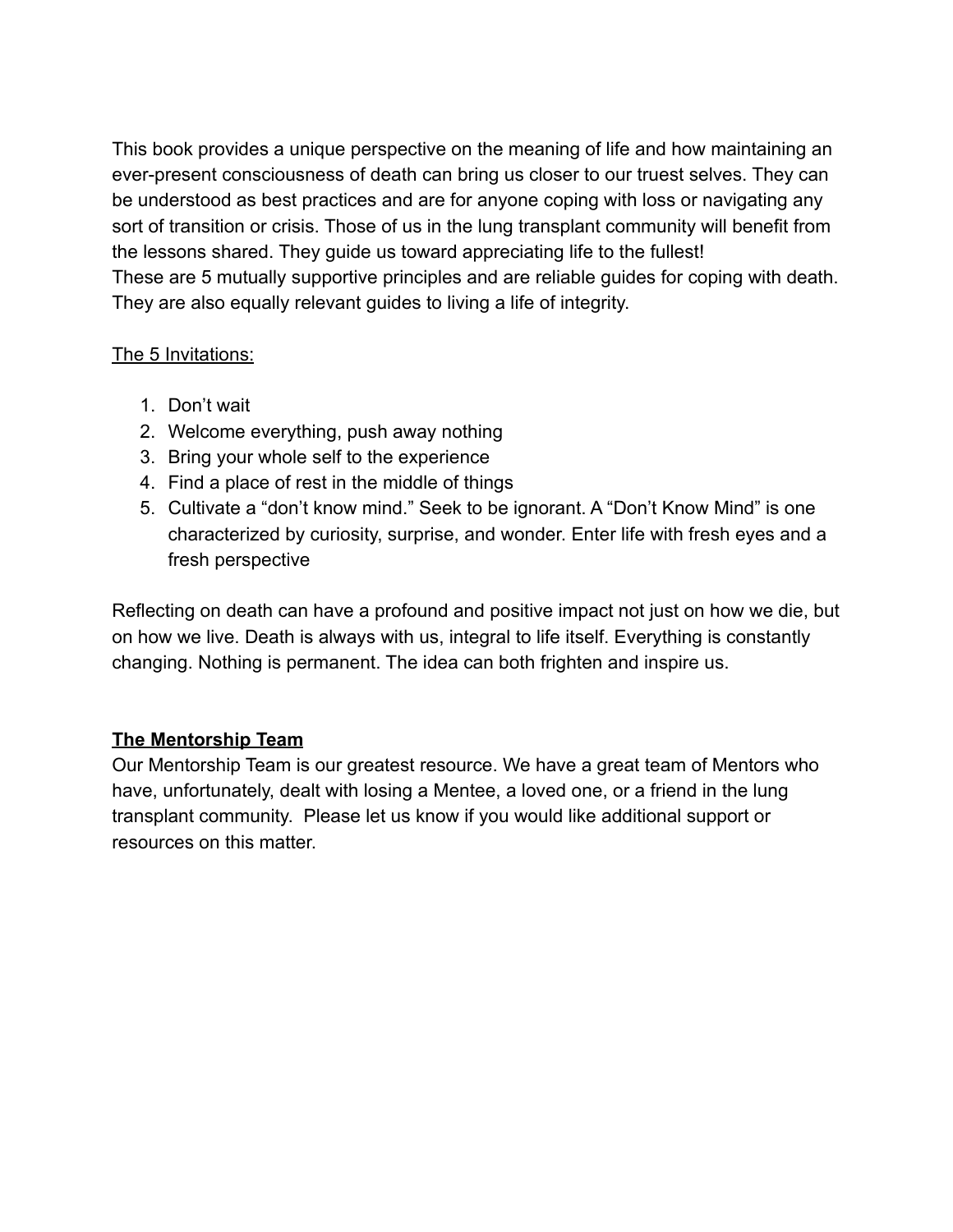This book provides a unique perspective on the meaning of life and how maintaining an ever-present consciousness of death can bring us closer to our truest selves. They can be understood as best practices and are for anyone coping with loss or navigating any sort of transition or crisis. Those of us in the lung transplant community will benefit from the lessons shared. They guide us toward appreciating life to the fullest!
These are 5 mutually supportive principles and are reliable guides for coping with death. They are also equally relevant guides to living a life of integrity.

<u>The 5 Invitations:</u>

1. Don't wait
2. Welcome everything, push away nothing
3. Bring your whole self to the experience
4. Find a place of rest in the middle of things
5. Cultivate a "don't know mind." Seek to be ignorant. A "Don't Know Mind" is one characterized by curiosity, surprise, and wonder. Enter life with fresh eyes and a fresh perspective

Reflecting on death can have a profound and positive impact not just on how we die, but on how we live. Death is always with us, integral to life itself. Everything is constantly changing. Nothing is permanent. The idea can both frighten and inspire us.

**<u>The Mentorship Team</u>**

Our Mentorship Team is our greatest resource. We have a great team of Mentors who have, unfortunately, dealt with losing a Mentee, a loved one, or a friend in the lung transplant community. Please let us know if you would like additional support or resources on this matter.